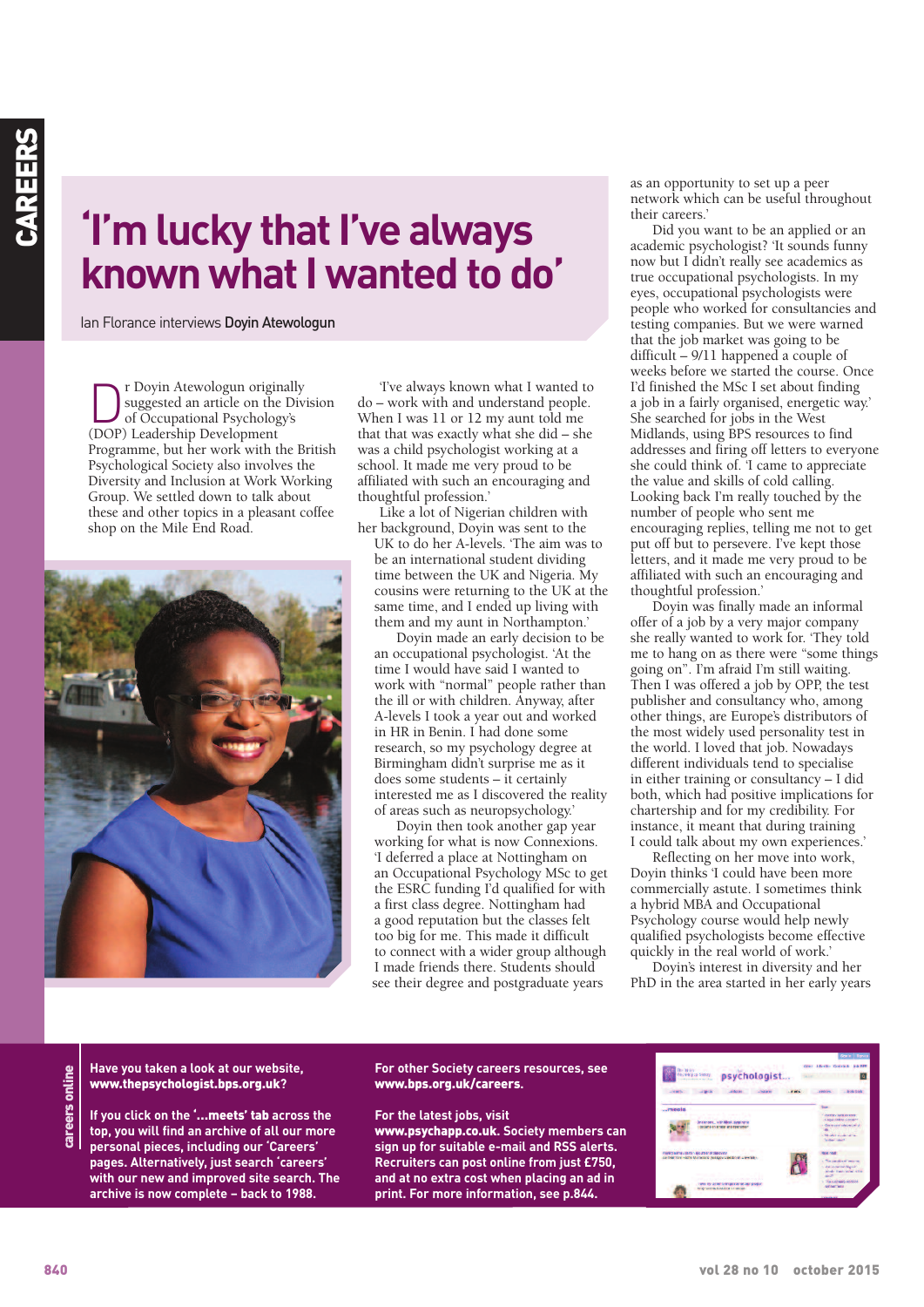# 'I'm lucky that I've always known what I wanted to do'

Ian Florance interviews **Doyin Atewologun**

Dr Doyin Atewologun originally suggested an article on the Division of Occupational Psychology's (DOP) Leadership Development Programme, but her work with the British Psychological Society also involves the Diversity and Inclusion at Work Working Group. We settled down to talk about these and other topics in a pleasant coffee shop on the Mile End Road.

'I've always known what I wanted to do – work with and understand people. When I was 11 or 12 my aunt told me that that was exactly what she did – she was a child psychologist working at a school. It made me very proud to be affiliated with such an encouraging and thoughtful profession.'

Like a lot of Nigerian children with her background, Doyin was sent to the UK to do her A-levels. 'The aim was to be an international student dividing time between the UK and Nigeria. My cousins were returning to the UK at the same time, and I ended up living with them and my aunt in Northampton.'

Doyin made an early decision to be an occupational psychologist. 'At the time I would have said I wanted to work with "normal" people rather than the ill or with children. Anyway, after A-levels I took a year out and worked in HR in Benin. I had done some research, so my psychology degree at Birmingham didn't surprise me as it does some students – it certainly interested me as I discovered the reality of areas such as neuropsychology.'

Doyin then took another gap year working for what is now Connexions. 'I deferred a place at Nottingham on an Occupational Psychology MSc to get the ESRC funding I'd qualified for with a first class degree. Nottingham had a good reputation but the classes felt too big for me. This made it difficult to connect with a wider group although I made friends there. Students should see their degree and postgraduate years as an opportunity to set up a peer network which can be useful throughout their careers.'

Did you want to be an applied or an academic psychologist? 'It sounds funny now but I didn't really see academics as true occupational psychologists. In my eyes, occupational psychologists were people who worked for consultancies and testing companies. But we were warned that the job market was going to be difficult – 9/11 happened a couple of weeks before we started the course. Once I'd finished the MSc I set about finding a job in a fairly organised, energetic way.' She searched for jobs in the West Midlands, using BPS resources to find addresses and firing off letters to everyone she could think of. 'I came to appreciate the value and skills of cold calling. Looking back I'm really touched by the number of people who sent me encouraging replies, telling me not to get put off but to persevere. I've kept those letters, and it made me very proud to be affiliated with such an encouraging and thoughtful profession.'

Doyin was finally made an informal offer of a job by a very major company she really wanted to work for. 'They told me to hang on as there were "some things going on". I'm afraid I'm still waiting. Then I was offered a job by OPP, the test publisher and consultancy who, among other things, are Europe's distributors of the most widely used personality test in the world. I loved that job. Nowadays different individuals tend to specialise in either training or consultancy – I did both, which had positive implications for chartership and for my credibility. For instance, it meant that during training I could talk about my own experiences.'

Reflecting on her move into work, Doyin thinks 'I could have been more commercially astute. I sometimes think a hybrid MBA and Occupational Psychology course would help newly qualified psychologists become effective quickly in the real world of work.'

Doyin's interest in diversity and her PhD in the area started in her early years

---

**careers online**

**Have you taken a look at our website, www.thepsychologist.bps.org.uk?**

**If you click on the '...meets' tab across the top, you will find an archive of all our more personal pieces, including our 'Careers' pages. Alternatively, just search 'careers' with our new and improved site search. The archive is now complete – back to 1988.**

**For other Society careers resources, see www.bps.org.uk/careers.**

**For the latest jobs, visit www.psychapp.co.uk. Society members can sign up for suitable e-mail and RSS alerts. Recruiters can post online from just £750, and at no extra cost when placing an ad in print. For more information, see p.844.**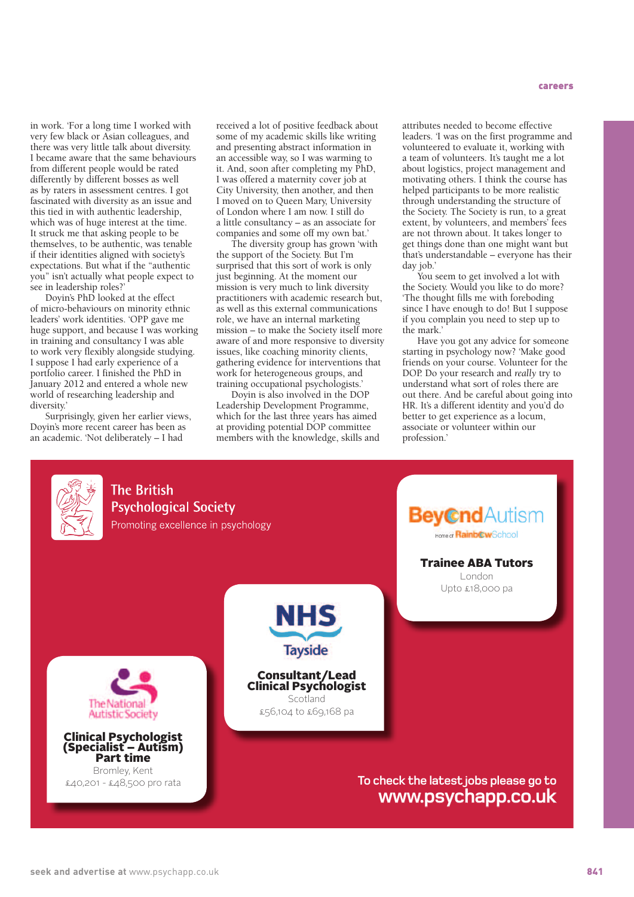in work. 'For a long time I worked with very few black or Asian colleagues, and there was very little talk about diversity. I became aware that the same behaviours from different people would be rated differently by different bosses as well as by raters in assessment centres. I got fascinated with diversity as an issue and this tied in with authentic leadership, which was of huge interest at the time. It struck me that asking people to be themselves, to be authentic, was tenable if their identities aligned with society's expectations. But what if the "authentic you" isn't actually what people expect to see in leadership roles?'

Doyin's PhD looked at the effect of micro-behaviours on minority ethnic leaders' work identities. 'OPP gave me huge support, and because I was working in training and consultancy I was able to work very flexibly alongside studying. I suppose I had early experience of a portfolio career. I finished the PhD in January 2012 and entered a whole new world of researching leadership and diversity.'

Surprisingly, given her earlier views, Doyin's more recent career has been as an academic. 'Not deliberately – I had received a lot of positive feedback about some of my academic skills like writing and presenting abstract information in an accessible way, so I was warming to it. And, soon after completing my PhD, I was offered a maternity cover job at City University, then another, and then I moved on to Queen Mary, University of London where I am now. I still do a little consultancy – as an associate for companies and some off my own bat.'

The diversity group has grown 'with the support of the Society. But I'm surprised that this sort of work is only just beginning. At the moment our mission is very much to link diversity practitioners with academic research but, as well as this external communications role, we have an internal marketing mission – to make the Society itself more aware of and more responsive to diversity issues, like coaching minority clients, gathering evidence for interventions that work for heterogeneous groups, and training occupational psychologists.'

Doyin is also involved in the DOP Leadership Development Programme, which for the last three years has aimed at providing potential DOP committee members with the knowledge, skills and attributes needed to become effective leaders. 'I was on the first programme and volunteered to evaluate it, working with a team of volunteers. It's taught me a lot about logistics, project management and motivating others. I think the course has helped participants to be more realistic through understanding the structure of the Society. The Society is run, to a great extent, by volunteers, and members' fees are not thrown about. It takes longer to get things done than one might want but that's understandable – everyone has their day job.'

You seem to get involved a lot with the Society. Would you like to do more? 'The thought fills me with foreboding since I have enough to do! But I suppose if you complain you need to step up to the mark.'

Have you got any advice for someone starting in psychology now? 'Make good friends on your course. Volunteer for the DOP. Do your research and *really* try to understand what sort of roles there are out there. And be careful about going into HR. It's a different identity and you'd do better to get experience as a locum, associate or volunteer within our profession.'

**The British Psychological Society**
Promoting excellence in psychology

**BeyondAutism**
Home of RainbowSchool

**Trainee ABA Tutors**
London
Upto £18,000 pa

**NHS Tayside**

**Consultant/Lead Clinical Psychologist**
Scotland
£56,104 to £69,168 pa

**The National Autistic Society**

**Clinical Psychologist (Specialist – Autism) Part time**
Bromley, Kent
£40,201 - £48,500 pro rata

To check the latest jobs please go to **www.psychapp.co.uk**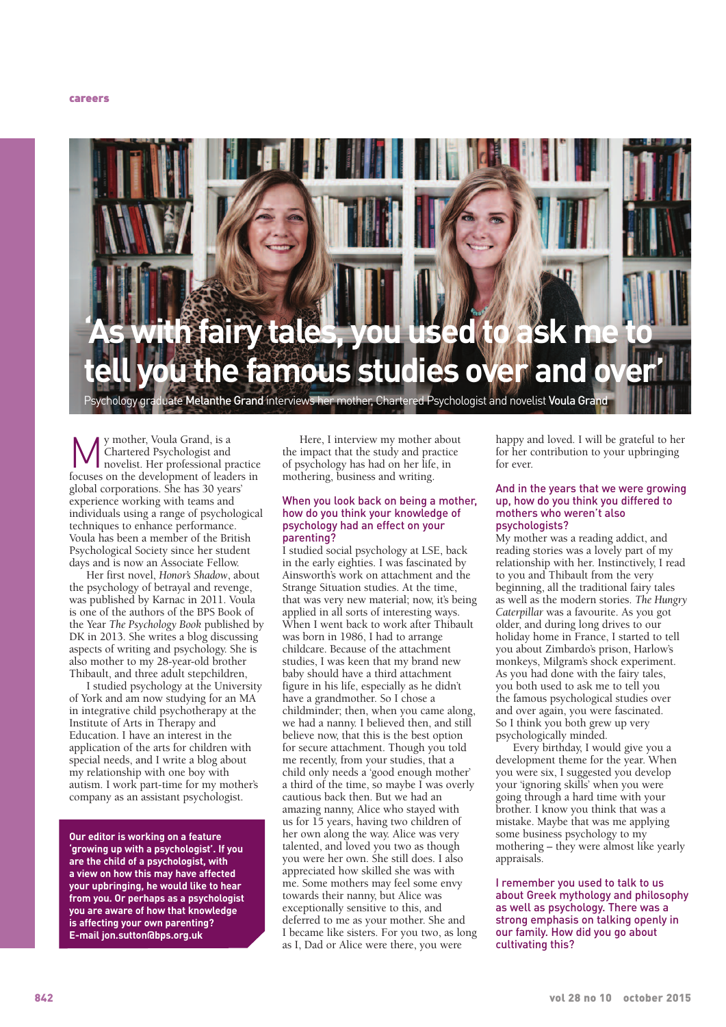careers

# 'As with fairy tales, you used to ask me to tell you the famous studies over and over'

Psychology graduate **Melanthe Grand** interviews her mother, Chartered Psychologist and novelist **Voula Grand**

My mother, Voula Grand, is a Chartered Psychologist and novelist. Her professional practice focuses on the development of leaders in global corporations. She has 30 years' experience working with teams and individuals using a range of psychological techniques to enhance performance. Voula has been a member of the British Psychological Society since her student days and is now an Associate Fellow.

Her first novel, *Honor's Shadow*, about the psychology of betrayal and revenge, was published by Karnac in 2011. Voula is one of the authors of the BPS Book of the Year *The Psychology Book* published by DK in 2013. She writes a blog discussing aspects of writing and psychology. She is also mother to my 28-year-old brother Thibault, and three adult stepchildren,

I studied psychology at the University of York and am now studying for an MA in integrative child psychotherapy at the Institute of Arts in Therapy and Education. I have an interest in the application of the arts for children with special needs, and I write a blog about my relationship with one boy with autism. I work part-time for my mother's company as an assistant psychologist.

**Our editor is working on a feature 'growing up with a psychologist'. If you are the child of a psychologist, with a view on how this may have affected your upbringing, he would like to hear from you. Or perhaps as a psychologist you are aware of how that knowledge is affecting your own parenting? E-mail jon.sutton@bps.org.uk**

Here, I interview my mother about the impact that the study and practice of psychology has had on her life, in mothering, business and writing.

### When you look back on being a mother, how do you think your knowledge of psychology had an effect on your parenting?

I studied social psychology at LSE, back in the early eighties. I was fascinated by Ainsworth's work on attachment and the Strange Situation studies. At the time, that was very new material; now, it's being applied in all sorts of interesting ways. When I went back to work after Thibault was born in 1986, I had to arrange childcare. Because of the attachment studies, I was keen that my brand new baby should have a third attachment figure in his life, especially as he didn't have a grandmother. So I chose a childminder; then, when you came along, we had a nanny. I believed then, and still believe now, that this is the best option for secure attachment. Though you told me recently, from your studies, that a child only needs a 'good enough mother' a third of the time, so maybe I was overly cautious back then. But we had an amazing nanny, Alice who stayed with us for 15 years, having two children of her own along the way. Alice was very talented, and loved you two as though you were her own. She still does. I also appreciated how skilled she was with me. Some mothers may feel some envy towards their nanny, but Alice was exceptionally sensitive to this, and deferred to me as your mother. She and I became like sisters. For you two, as long as I, Dad or Alice were there, you were happy and loved. I will be grateful to her for her contribution to your upbringing for ever.

### And in the years that we were growing up, how do you think you differed to mothers who weren't also psychologists?

My mother was a reading addict, and reading stories was a lovely part of my relationship with her. Instinctively, I read to you and Thibault from the very beginning, all the traditional fairy tales as well as the modern stories. *The Hungry Caterpillar* was a favourite. As you got older, and during long drives to our holiday home in France, I started to tell you about Zimbardo's prison, Harlow's monkeys, Milgram's shock experiment. As you had done with the fairy tales, you both used to ask me to tell you the famous psychological studies over and over again, you were fascinated. So I think you both grew up very psychologically minded.

Every birthday, I would give you a development theme for the year. When you were six, I suggested you develop your 'ignoring skills' when you were going through a hard time with your brother. I know you think that was a mistake. Maybe that was me applying some business psychology to my mothering – they were almost like yearly appraisals.

### I remember you used to talk to us about Greek mythology and philosophy as well as psychology. There was a strong emphasis on talking openly in our family. How did you go about cultivating this?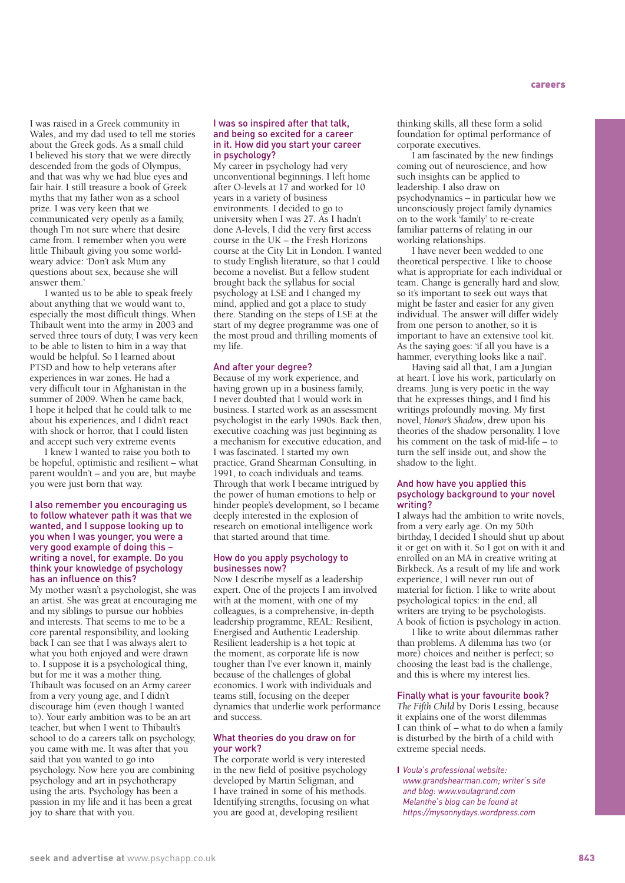I was raised in a Greek community in Wales, and my dad used to tell me stories about the Greek gods. As a small child I believed his story that we were directly descended from the gods of Olympus, and that was why we had blue eyes and fair hair. I still treasure a book of Greek myths that my father won as a school prize. I was very keen that we communicated very openly as a family, though I'm not sure where that desire came from. I remember when you were little Thibault giving you some world-weary advice: 'Don't ask Mum any questions about sex, because she will answer them.'

I wanted us to be able to speak freely about anything that we would want to, especially the most difficult things. When Thibault went into the army in 2003 and served three tours of duty, I was very keen to be able to listen to him in a way that would be helpful. So I learned about PTSD and how to help veterans after experiences in war zones. He had a very difficult tour in Afghanistan in the summer of 2009. When he came back, I hope it helped that he could talk to me about his experiences, and I didn't react with shock or horror, that I could listen and accept such very extreme events

I knew I wanted to raise you both to be hopeful, optimistic and resilient – what parent wouldn't – and you are, but maybe you were just born that way.

### I also remember you encouraging us to follow whatever path it was that we wanted, and I suppose looking up to you when I was younger, you were a very good example of doing this – writing a novel, for example. Do you think your knowledge of psychology has an influence on this?

My mother wasn't a psychologist, she was an artist. She was great at encouraging me and my siblings to pursue our hobbies and interests. That seems to me to be a core parental responsibility, and looking back I can see that I was always alert to what you both enjoyed and were drawn to. I suppose it is a psychological thing, but for me it was a mother thing. Thibault was focused on an Army career from a very young age, and I didn't discourage him (even though I wanted to). Your early ambition was to be an art teacher, but when I went to Thibault's school to do a careers talk on psychology, you came with me. It was after that you said that you wanted to go into psychology. Now here you are combining psychology and art in psychotherapy using the arts. Psychology has been a passion in my life and it has been a great joy to share that with you.

### I was so inspired after that talk, and being so excited for a career in it. How did you start your career in psychology?

My career in psychology had very unconventional beginnings. I left home after O-levels at 17 and worked for 10 years in a variety of business environments. I decided to go to university when I was 27. As I hadn't done A-levels, I did the very first access course in the UK – the Fresh Horizons course at the City Lit in London. I wanted to study English literature, so that I could become a novelist. But a fellow student brought back the syllabus for social psychology at LSE and I changed my mind, applied and got a place to study there. Standing on the steps of LSE at the start of my degree programme was one of the most proud and thrilling moments of my life.

### And after your degree?

Because of my work experience, and having grown up in a business family, I never doubted that I would work in business. I started work as an assessment psychologist in the early 1990s. Back then, executive coaching was just beginning as a mechanism for executive education, and I was fascinated. I started my own practice, Grand Shearman Consulting, in 1991, to coach individuals and teams. Through that work I became intrigued by the power of human emotions to help or hinder people's development, so I became deeply interested in the explosion of research on emotional intelligence work that started around that time.

### How do you apply psychology to businesses now?

Now I describe myself as a leadership expert. One of the projects I am involved with at the moment, with one of my colleagues, is a comprehensive, in-depth leadership programme, REAL: Resilient, Energised and Authentic Leadership. Resilient leadership is a hot topic at the moment, as corporate life is now tougher than I've ever known it, mainly because of the challenges of global economics. I work with individuals and teams still, focusing on the deeper dynamics that underlie work performance and success.

### What theories do you draw on for your work?

The corporate world is very interested in the new field of positive psychology developed by Martin Seligman, and I have trained in some of his methods. Identifying strengths, focusing on what you are good at, developing resilient thinking skills, all these form a solid foundation for optimal performance of corporate executives.

I am fascinated by the new findings coming out of neuroscience, and how such insights can be applied to leadership. I also draw on psychodynamics – in particular how we unconsciously project family dynamics on to the work 'family' to re-create familiar patterns of relating in our working relationships.

I have never been wedded to one theoretical perspective. I like to choose what is appropriate for each individual or team. Change is generally hard and slow, so it's important to seek out ways that might be faster and easier for any given individual. The answer will differ widely from one person to another, so it is important to have an extensive tool kit. As the saying goes: 'if all you have is a hammer, everything looks like a nail'.

Having said all that, I am a Jungian at heart. I love his work, particularly on dreams. Jung is very poetic in the way that he expresses things, and I find his writings profoundly moving. My first novel, *Honor's Shadow*, drew upon his theories of the shadow personality. I love his comment on the task of mid-life – to turn the self inside out, and show the shadow to the light.

### And how have you applied this psychology background to your novel writing?

I always had the ambition to write novels, from a very early age. On my 50th birthday, I decided I should shut up about it or get on with it. So I got on with it and enrolled on an MA in creative writing at Birkbeck. As a result of my life and work experience, I will never run out of material for fiction. I like to write about psychological topics: in the end, all writers are trying to be psychologists. A book of fiction is psychology in action.

I like to write about dilemmas rather than problems. A dilemma has two (or more) choices and neither is perfect; so choosing the least bad is the challenge, and this is where my interest lies.

### Finally what is your favourite book?

*The Fifth Child* by Doris Lessing, because it explains one of the worst dilemmas I can think of – what to do when a family is disturbed by the birth of a child with extreme special needs.

*Voula's professional website: www.grandshearman.com; writer's site and blog: www.voulagrand.com Melanthe's blog can be found at https://mysonnydays.wordpress.com*